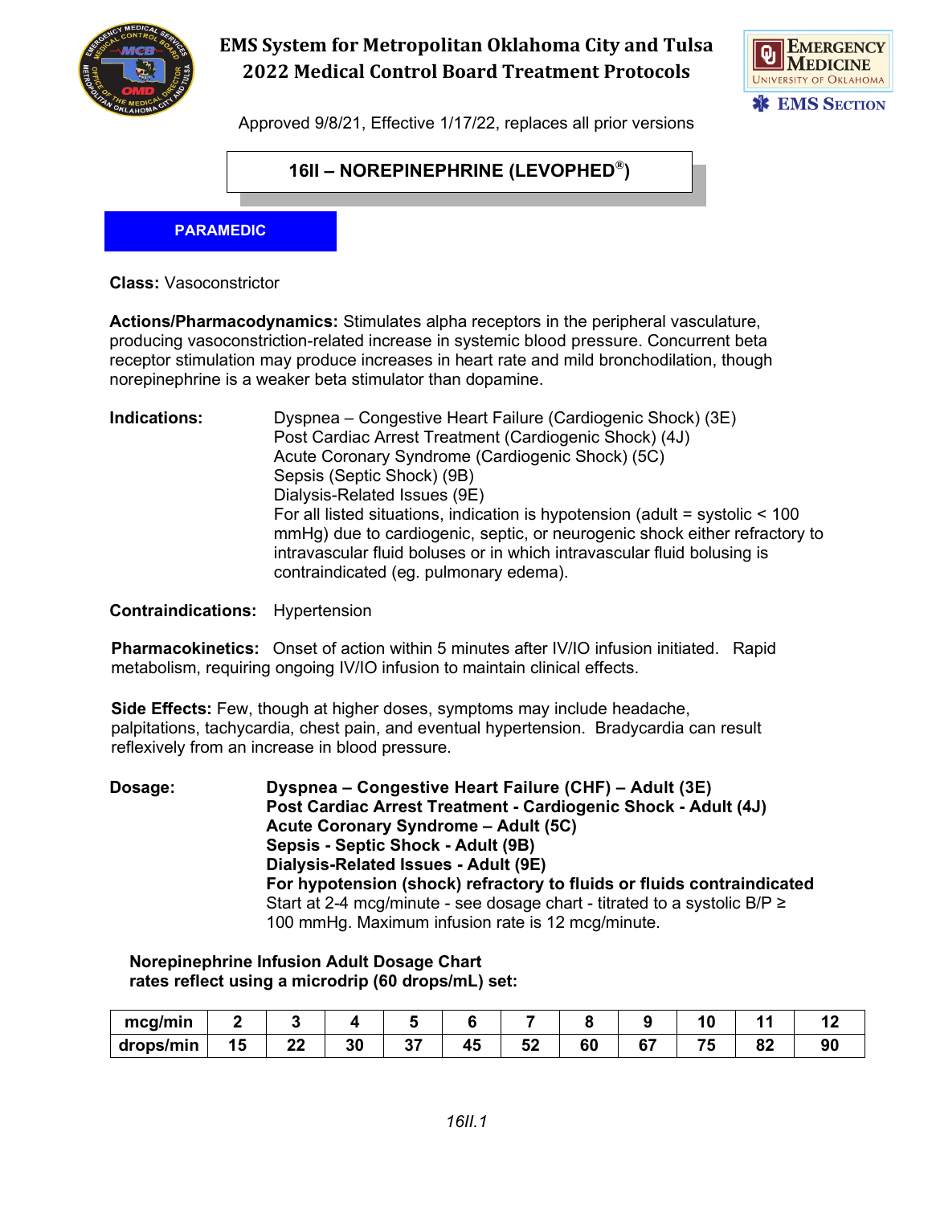# EMS System for Metropolitan Oklahoma City and Tulsa
# 2022 Medical Control Board Treatment Protocols

Approved 9/8/21, Effective 1/17/22, replaces all prior versions

## 16II – NOREPINEPHRINE (LEVOPHED®)

**PARAMEDIC**

**Class:** Vasoconstrictor

**Actions/Pharmacodynamics:** Stimulates alpha receptors in the peripheral vasculature, producing vasoconstriction-related increase in systemic blood pressure. Concurrent beta receptor stimulation may produce increases in heart rate and mild bronchodilation, though norepinephrine is a weaker beta stimulator than dopamine.

**Indications:**

Dyspnea – Congestive Heart Failure (Cardiogenic Shock) (3E)
Post Cardiac Arrest Treatment (Cardiogenic Shock) (4J)
Acute Coronary Syndrome (Cardiogenic Shock) (5C)
Sepsis (Septic Shock) (9B)
Dialysis-Related Issues (9E)
For all listed situations, indication is hypotension (adult = systolic < 100 mmHg) due to cardiogenic, septic, or neurogenic shock either refractory to intravascular fluid boluses or in which intravascular fluid bolusing is contraindicated (eg. pulmonary edema).

**Contraindications:** Hypertension

**Pharmacokinetics:** Onset of action within 5 minutes after IV/IO infusion initiated. Rapid metabolism, requiring ongoing IV/IO infusion to maintain clinical effects.

**Side Effects:** Few, though at higher doses, symptoms may include headache, palpitations, tachycardia, chest pain, and eventual hypertension. Bradycardia can result reflexively from an increase in blood pressure.

**Dosage:**

**Dyspnea – Congestive Heart Failure (CHF) – Adult (3E)**
**Post Cardiac Arrest Treatment - Cardiogenic Shock - Adult (4J)**
**Acute Coronary Syndrome – Adult (5C)**
**Sepsis - Septic Shock - Adult (9B)**
**Dialysis-Related Issues - Adult (9E)**
**For hypotension (shock) refractory to fluids or fluids contraindicated**
Start at 2-4 mcg/minute - see dosage chart - titrated to a systolic B/P ≥ 100 mmHg. Maximum infusion rate is 12 mcg/minute.

**Norepinephrine Infusion Adult Dosage Chart**
**rates reflect using a microdrip (60 drops/mL) set:**

| mcg/min | 2 | 3 | 4 | 5 | 6 | 7 | 8 | 9 | 10 | 11 | 12 |
|---|---|---|---|---|---|---|---|---|---|---|---|
| drops/min | 15 | 22 | 30 | 37 | 45 | 52 | 60 | 67 | 75 | 82 | 90 |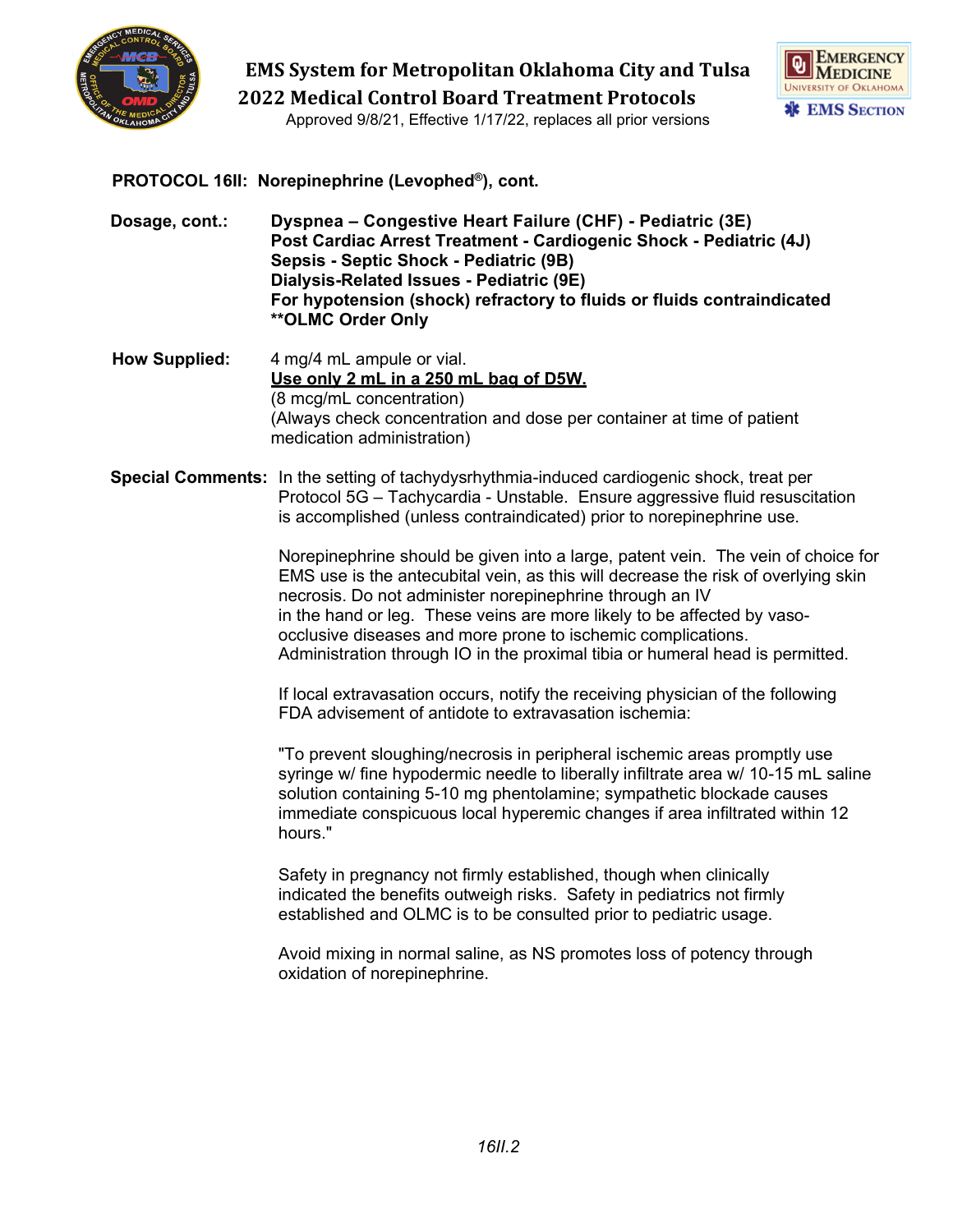## PROTOCOL 16II: Norepinephrine (Levophed®), cont.

**Dosage, cont.:**

**Dyspnea – Congestive Heart Failure (CHF) - Pediatric (3E)**
**Post Cardiac Arrest Treatment - Cardiogenic Shock - Pediatric (4J)**
**Sepsis - Septic Shock - Pediatric (9B)**
**Dialysis-Related Issues - Pediatric (9E)**
**For hypotension (shock) refractory to fluids or fluids contraindicated**
**\*\*OLMC Order Only**

**How Supplied:**

4 mg/4 mL ampule or vial.
**Use only 2 mL in a 250 mL bag of D5W.**
(8 mcg/mL concentration)
(Always check concentration and dose per container at time of patient medication administration)

**Special Comments:**

In the setting of tachydysrhythmia-induced cardiogenic shock, treat per Protocol 5G – Tachycardia - Unstable. Ensure aggressive fluid resuscitation is accomplished (unless contraindicated) prior to norepinephrine use.

Norepinephrine should be given into a large, patent vein. The vein of choice for EMS use is the antecubital vein, as this will decrease the risk of overlying skin necrosis. Do not administer norepinephrine through an IV in the hand or leg. These veins are more likely to be affected by vaso-occlusive diseases and more prone to ischemic complications. Administration through IO in the proximal tibia or humeral head is permitted.

If local extravasation occurs, notify the receiving physician of the following FDA advisement of antidote to extravasation ischemia:

"To prevent sloughing/necrosis in peripheral ischemic areas promptly use syringe w/ fine hypodermic needle to liberally infiltrate area w/ 10-15 mL saline solution containing 5-10 mg phentolamine; sympathetic blockade causes immediate conspicuous local hyperemic changes if area infiltrated within 12 hours."

Safety in pregnancy not firmly established, though when clinically indicated the benefits outweigh risks. Safety in pediatrics not firmly established and OLMC is to be consulted prior to pediatric usage.

Avoid mixing in normal saline, as NS promotes loss of potency through oxidation of norepinephrine.